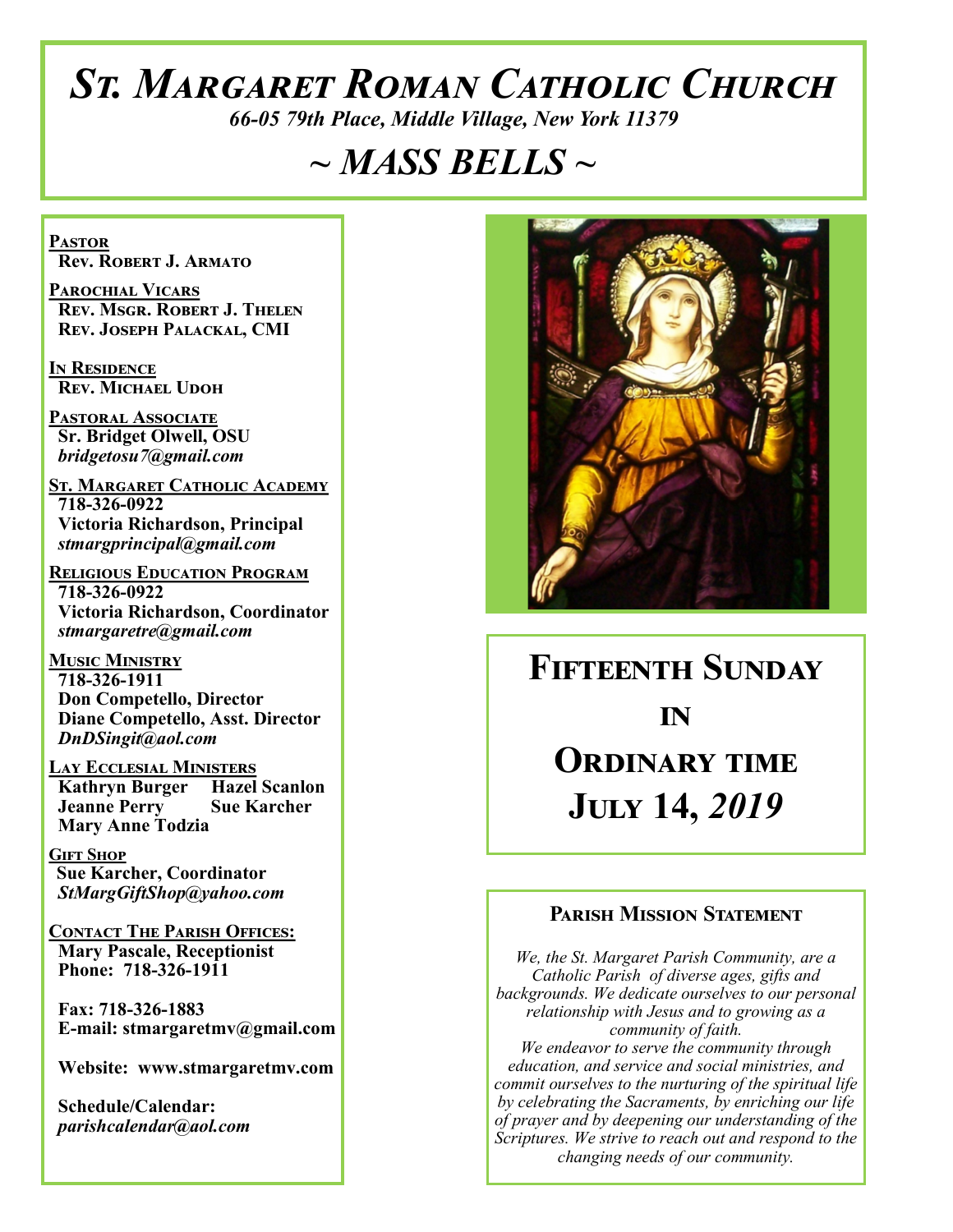# St. Margaret Roman Catholic Church

*66-05 79th Place, Middle Village, New York 11379*

## ~ MASS BELLS ~

**Pastor**
Rev. Robert J. Armato

**Parochial Vicars**
Rev. Msgr. Robert J. Thelen
Rev. Joseph Palackal, CMI

**In Residence**
Rev. Michael Udoh

**Pastoral Associate**
Sr. Bridget Olwell, OSU
*bridgetosu7@gmail.com*

**St. Margaret Catholic Academy**
718-326-0922
Victoria Richardson, Principal
*stmargprincipal@gmail.com*

**Religious Education Program**
718-326-0922
Victoria Richardson, Coordinator
*stmargaretre@gmail.com*

**Music Ministry**
718-326-1911
Don Competello, Director
Diane Competello, Asst. Director
*DnDSingit@aol.com*

**Lay Ecclesial Ministers**
Kathryn Burger
Hazel Scanlon
Jeanne Perry
Sue Karcher
Mary Anne Todzia

**Gift Shop**
Sue Karcher, Coordinator
*StMargGiftShop@yahoo.com*

**Contact The Parish Offices:**
Mary Pascale, Receptionist
Phone: 718-326-1911

Fax: 718-326-1883
E-mail: stmargaretmv@gmail.com

Website: www.stmargaretmv.com

Schedule/Calendar:
*parishcalendar@aol.com*

## Fifteenth Sunday in Ordinary time

## July 14, *2019*

### Parish Mission Statement

*We, the St. Margaret Parish Community, are a Catholic Parish of diverse ages, gifts and backgrounds. We dedicate ourselves to our personal relationship with Jesus and to growing as a community of faith. We endeavor to serve the community through education, and service and social ministries, and commit ourselves to the nurturing of the spiritual life by celebrating the Sacraments, by enriching our life of prayer and by deepening our understanding of the Scriptures. We strive to reach out and respond to the changing needs of our community.*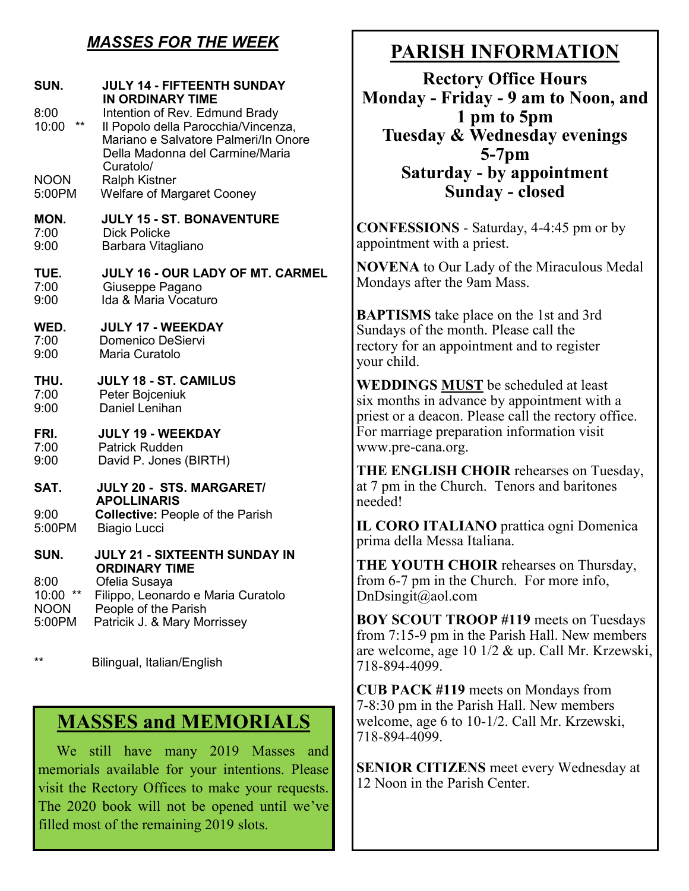## *MASSES FOR THE WEEK*

**SUN. JULY 14 - FIFTEENTH SUNDAY IN ORDINARY TIME**

| | |
|---|---|
| 8:00 | Intention of Rev. Edmund Brady |
| 10:00 ** | Il Popolo della Parocchia/Vincenza, Mariano e Salvatore Palmeri/In Onore Della Madonna del Carmine/Maria Curatolo/ |
| NOON | Ralph Kistner |
| 5:00PM | Welfare of Margaret Cooney |

**MON. JULY 15 - ST. BONAVENTURE**

| | |
|---|---|
| 7:00 | Dick Policke |
| 9:00 | Barbara Vitagliano |

**TUE. JULY 16 - OUR LADY OF MT. CARMEL**

| | |
|---|---|
| 7:00 | Giuseppe Pagano |
| 9:00 | Ida & Maria Vocaturo |

**WED. JULY 17 - WEEKDAY**

| | |
|---|---|
| 7:00 | Domenico DeSiervi |
| 9:00 | Maria Curatolo |

**THU. JULY 18 - ST. CAMILUS**

| | |
|---|---|
| 7:00 | Peter Bojceniuk |
| 9:00 | Daniel Lenihan |

**FRI. JULY 19 - WEEKDAY**

| | |
|---|---|
| 7:00 | Patrick Rudden |
| 9:00 | David P. Jones (BIRTH) |

**SAT. JULY 20 - STS. MARGARET/ APOLLINARIS**

| | |
|---|---|
| 9:00 | **Collective:** People of the Parish |
| 5:00PM | Biagio Lucci |

**SUN. JULY 21 - SIXTEENTH SUNDAY IN ORDINARY TIME**

| | |
|---|---|
| 8:00 | Ofelia Susaya |
| 10:00 ** | Filippo, Leonardo e Maria Curatolo |
| NOON | People of the Parish |
| 5:00PM | Patricik J. & Mary Morrissey |

** Bilingual, Italian/English

## MASSES and MEMORIALS

We still have many 2019 Masses and memorials available for your intentions. Please visit the Rectory Offices to make your requests. The 2020 book will not be opened until we've filled most of the remaining 2019 slots.

## PARISH INFORMATION

**Rectory Office Hours**
**Monday - Friday - 9 am to Noon, and 1 pm to 5pm**
**Tuesday & Wednesday evenings 5-7pm**
**Saturday - by appointment**
**Sunday - closed**

**CONFESSIONS** - Saturday, 4-4:45 pm or by appointment with a priest.

**NOVENA** to Our Lady of the Miraculous Medal Mondays after the 9am Mass.

**BAPTISMS** take place on the 1st and 3rd Sundays of the month. Please call the rectory for an appointment and to register your child.

**WEDDINGS <u>MUST</u>** be scheduled at least six months in advance by appointment with a priest or a deacon. Please call the rectory office. For marriage preparation information visit www.pre-cana.org.

**THE ENGLISH CHOIR** rehearses on Tuesday, at 7 pm in the Church. Tenors and baritones needed!

**IL CORO ITALIANO** prattica ogni Domenica prima della Messa Italiana.

**THE YOUTH CHOIR** rehearses on Thursday, from 6-7 pm in the Church. For more info, DnDsingit@aol.com

**BOY SCOUT TROOP #119** meets on Tuesdays from 7:15-9 pm in the Parish Hall. New members are welcome, age 10 1/2 & up. Call Mr. Krzewski, 718-894-4099.

**CUB PACK #119** meets on Mondays from 7-8:30 pm in the Parish Hall. New members welcome, age 6 to 10-1/2. Call Mr. Krzewski, 718-894-4099.

**SENIOR CITIZENS** meet every Wednesday at 12 Noon in the Parish Center.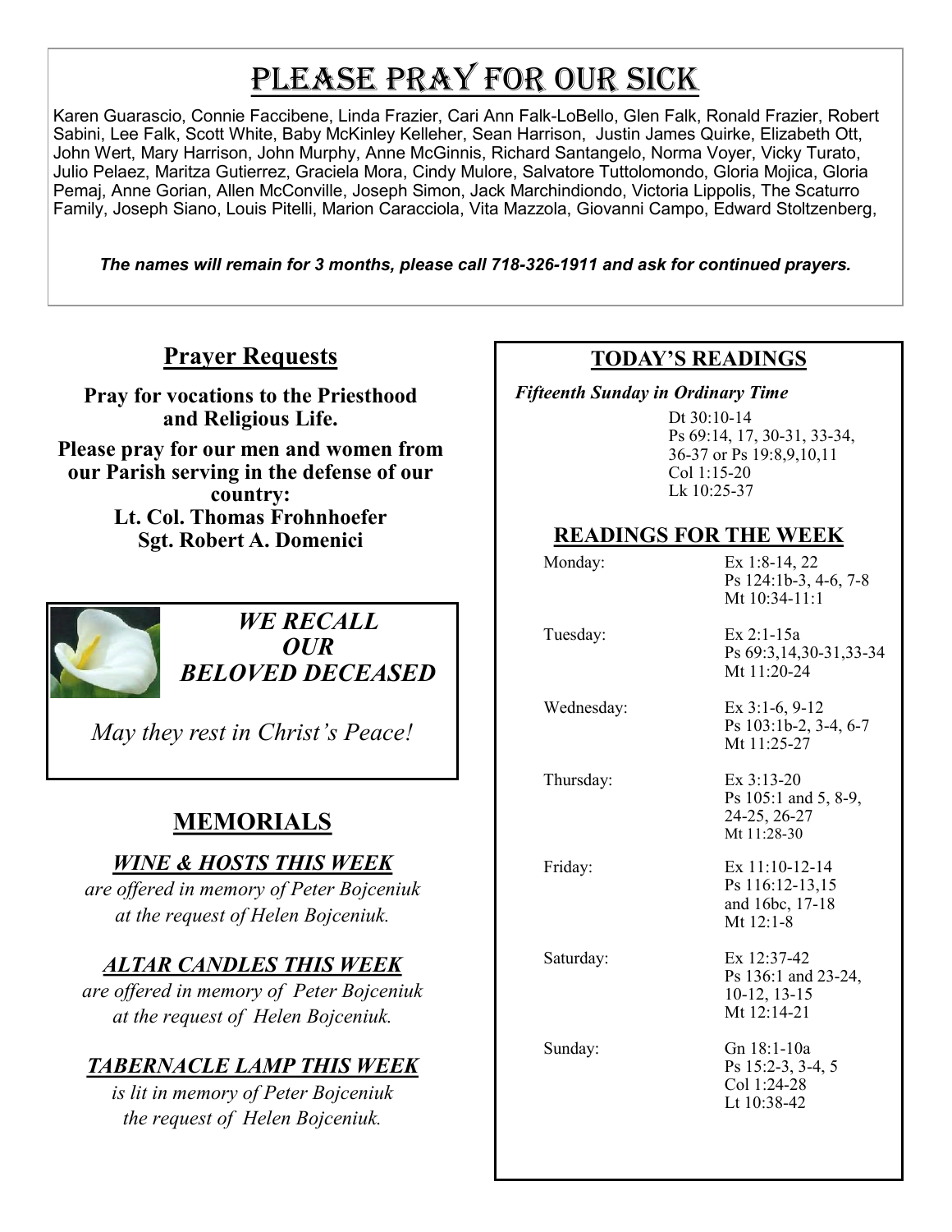# Please Pray for Our Sick

Karen Guarascio, Connie Faccibene, Linda Frazier, Cari Ann Falk-LoBello, Glen Falk, Ronald Frazier, Robert Sabini, Lee Falk, Scott White, Baby McKinley Kelleher, Sean Harrison, Justin James Quirke, Elizabeth Ott, John Wert, Mary Harrison, John Murphy, Anne McGinnis, Richard Santangelo, Norma Voyer, Vicky Turato, Julio Pelaez, Maritza Gutierrez, Graciela Mora, Cindy Mulore, Salvatore Tuttolomondo, Gloria Mojica, Gloria Pemaj, Anne Gorian, Allen McConville, Joseph Simon, Jack Marchindiondo, Victoria Lippolis, The Scaturro Family, Joseph Siano, Louis Pitelli, Marion Caracciola, Vita Mazzola, Giovanni Campo, Edward Stoltzenberg,

***The names will remain for 3 months, please call 718-326-1911 and ask for continued prayers.***

## Prayer Requests

**Pray for vocations to the Priesthood and Religious Life.**

**Please pray for our men and women from our Parish serving in the defense of our country:**
**Lt. Col. Thomas Frohnhoefer**
**Sgt. Robert A. Domenici**

***WE RECALL OUR BELOVED DECEASED***

*May they rest in Christ's Peace!*

## MEMORIALS

***WINE & HOSTS THIS WEEK***
*are offered in memory of Peter Bojceniuk at the request of Helen Bojceniuk.*

***ALTAR CANDLES THIS WEEK***
*are offered in memory of Peter Bojceniuk at the request of Helen Bojceniuk.*

***TABERNACLE LAMP THIS WEEK***
*is lit in memory of Peter Bojceniuk the request of Helen Bojceniuk.*

## TODAY'S READINGS

***Fifteenth Sunday in Ordinary Time***

Dt 30:10-14
Ps 69:14, 17, 30-31, 33-34, 36-37 or Ps 19:8,9,10,11
Col 1:15-20
Lk 10:25-37

## READINGS FOR THE WEEK

| | |
|---|---|
| Monday: | Ex 1:8-14, 22<br>Ps 124:1b-3, 4-6, 7-8<br>Mt 10:34-11:1 |
| Tuesday: | Ex 2:1-15a<br>Ps 69:3,14,30-31,33-34<br>Mt 11:20-24 |
| Wednesday: | Ex 3:1-6, 9-12<br>Ps 103:1b-2, 3-4, 6-7<br>Mt 11:25-27 |
| Thursday: | Ex 3:13-20<br>Ps 105:1 and 5, 8-9, 24-25, 26-27<br>Mt 11:28-30 |
| Friday: | Ex 11:10-12-14<br>Ps 116:12-13,15 and 16bc, 17-18<br>Mt 12:1-8 |
| Saturday: | Ex 12:37-42<br>Ps 136:1 and 23-24, 10-12, 13-15<br>Mt 12:14-21 |
| Sunday: | Gn 18:1-10a<br>Ps 15:2-3, 3-4, 5<br>Col 1:24-28<br>Lt 10:38-42 |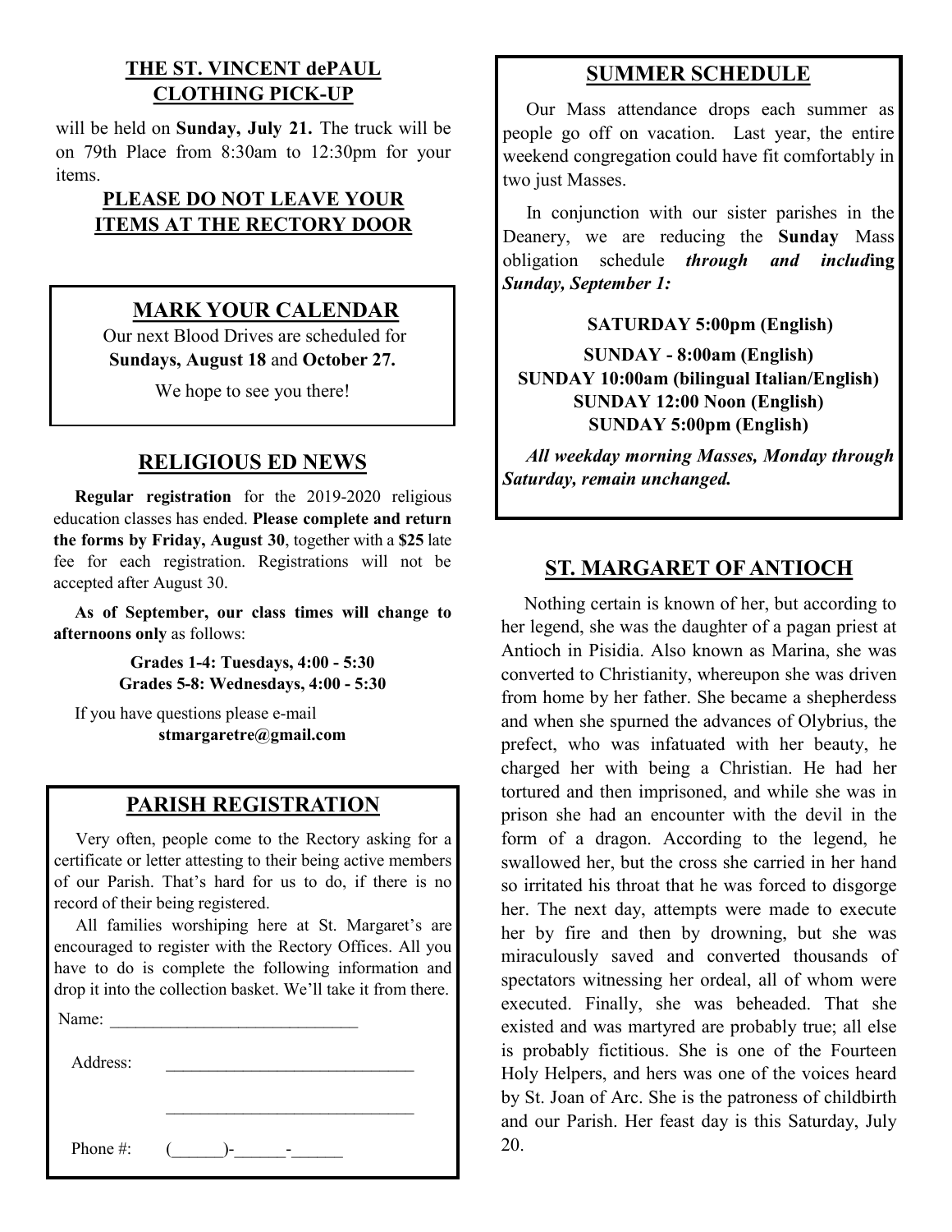## THE ST. VINCENT dePAUL CLOTHING PICK-UP

will be held on **Sunday, July 21.** The truck will be on 79th Place from 8:30am to 12:30pm for your items.

**PLEASE DO NOT LEAVE YOUR ITEMS AT THE RECTORY DOOR**

## MARK YOUR CALENDAR

Our next Blood Drives are scheduled for **Sundays, August 18** and **October 27.**

We hope to see you there!

## RELIGIOUS ED NEWS

**Regular registration** for the 2019-2020 religious education classes has ended. **Please complete and return the forms by Friday, August 30**, together with a **$25** late fee for each registration. Registrations will not be accepted after August 30.

**As of September, our class times will change to afternoons only** as follows:

**Grades 1-4: Tuesdays, 4:00 - 5:30**
**Grades 5-8: Wednesdays, 4:00 - 5:30**

If you have questions please e-mail **stmargaretre@gmail.com**

## PARISH REGISTRATION

Very often, people come to the Rectory asking for a certificate or letter attesting to their being active members of our Parish. That's hard for us to do, if there is no record of their being registered.

All families worshiping here at St. Margaret's are encouraged to register with the Rectory Offices. All you have to do is complete the following information and drop it into the collection basket. We'll take it from there.

Name: ______________________________

Address: ______________________________

______________________________

Phone #: (______)-______-______

## SUMMER SCHEDULE

Our Mass attendance drops each summer as people go off on vacation. Last year, the entire weekend congregation could have fit comfortably in two just Masses.

In conjunction with our sister parishes in the Deanery, we are reducing the **Sunday** Mass obligation schedule ***through and including Sunday, September 1:***

**SATURDAY 5:00pm (English)**

**SUNDAY - 8:00am (English)**
**SUNDAY 10:00am (bilingual Italian/English)**
**SUNDAY 12:00 Noon (English)**
**SUNDAY 5:00pm (English)**

***All weekday morning Masses, Monday through Saturday, remain unchanged.***

## ST. MARGARET OF ANTIOCH

Nothing certain is known of her, but according to her legend, she was the daughter of a pagan priest at Antioch in Pisidia. Also known as Marina, she was converted to Christianity, whereupon she was driven from home by her father. She became a shepherdess and when she spurned the advances of Olybrius, the prefect, who was infatuated with her beauty, he charged her with being a Christian. He had her tortured and then imprisoned, and while she was in prison she had an encounter with the devil in the form of a dragon. According to the legend, he swallowed her, but the cross she carried in her hand so irritated his throat that he was forced to disgorge her. The next day, attempts were made to execute her by fire and then by drowning, but she was miraculously saved and converted thousands of spectators witnessing her ordeal, all of whom were executed. Finally, she was beheaded. That she existed and was martyred are probably true; all else is probably fictitious. She is one of the Fourteen Holy Helpers, and hers was one of the voices heard by St. Joan of Arc. She is the patroness of childbirth and our Parish. Her feast day is this Saturday, July 20.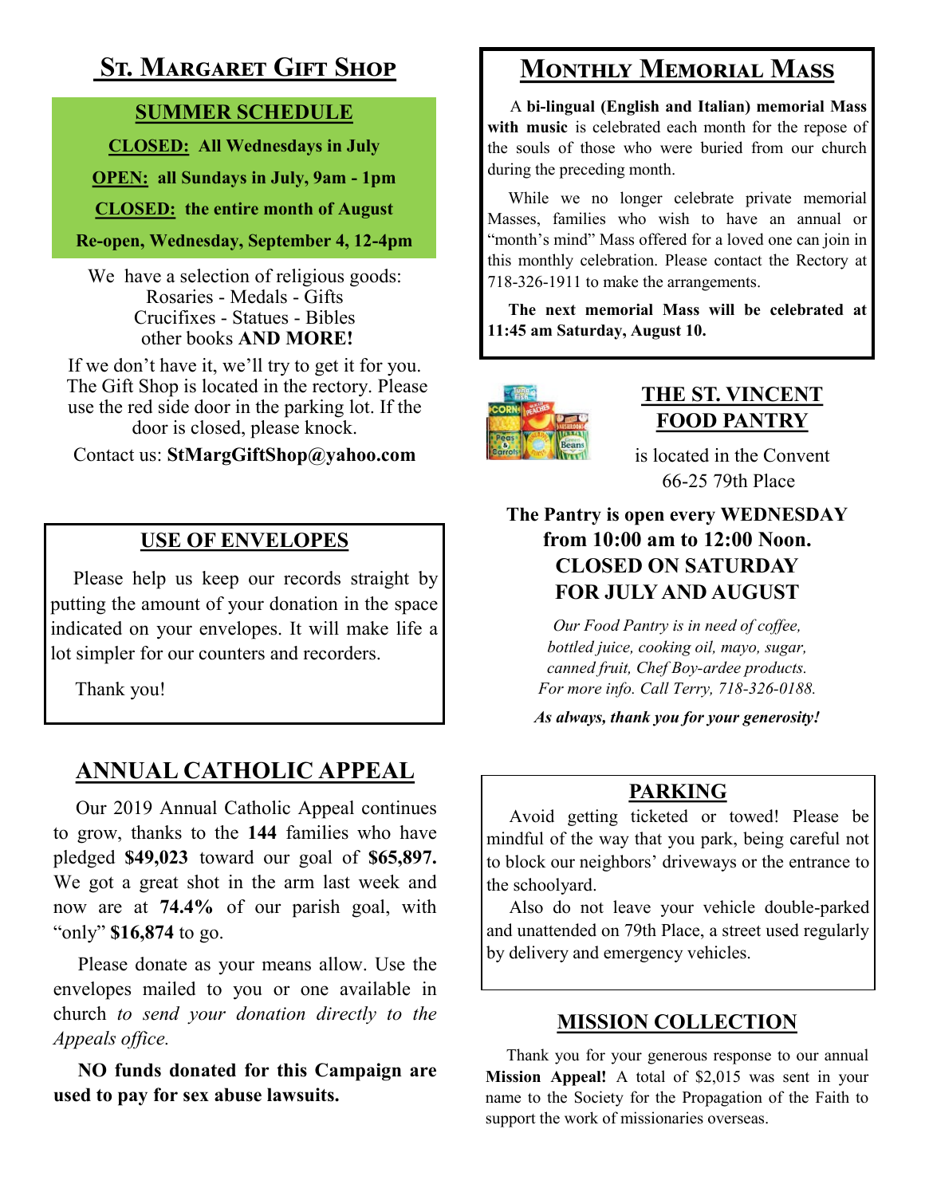## St. Margaret Gift Shop

**SUMMER SCHEDULE**

**CLOSED: All Wednesdays in July**

**OPEN: all Sundays in July, 9am - 1pm**

**CLOSED: the entire month of August**

**Re-open, Wednesday, September 4, 12-4pm**

We have a selection of religious goods:
Rosaries - Medals - Gifts
Crucifixes - Statues - Bibles
other books **AND MORE!**

If we don't have it, we'll try to get it for you. The Gift Shop is located in the rectory. Please use the red side door in the parking lot. If the door is closed, please knock.

Contact us: **StMargGiftShop@yahoo.com**

## USE OF ENVELOPES

Please help us keep our records straight by putting the amount of your donation in the space indicated on your envelopes. It will make life a lot simpler for our counters and recorders.

Thank you!

## ANNUAL CATHOLIC APPEAL

Our 2019 Annual Catholic Appeal continues to grow, thanks to the **144** families who have pledged **$49,023** toward our goal of **$65,897.** We got a great shot in the arm last week and now are at **74.4%** of our parish goal, with "only" **$16,874** to go.

Please donate as your means allow. Use the envelopes mailed to you or one available in church *to send your donation directly to the Appeals office.*

**NO funds donated for this Campaign are used to pay for sex abuse lawsuits.**

## Monthly Memorial Mass

A **bi-lingual (English and Italian) memorial Mass with music** is celebrated each month for the repose of the souls of those who were buried from our church during the preceding month.

While we no longer celebrate private memorial Masses, families who wish to have an annual or "month's mind" Mass offered for a loved one can join in this monthly celebration. Please contact the Rectory at 718-326-1911 to make the arrangements.

**The next memorial Mass will be celebrated at 11:45 am Saturday, August 10.**

## THE ST. VINCENT FOOD PANTRY

is located in the Convent
66-25 79th Place

**The Pantry is open every WEDNESDAY from 10:00 am to 12:00 Noon. CLOSED ON SATURDAY FOR JULY AND AUGUST**

*Our Food Pantry is in need of coffee, bottled juice, cooking oil, mayo, sugar, canned fruit, Chef Boy-ardee products. For more info. Call Terry, 718-326-0188.*

***As always, thank you for your generosity!***

## PARKING

Avoid getting ticketed or towed! Please be mindful of the way that you park, being careful not to block our neighbors' driveways or the entrance to the schoolyard.

Also do not leave your vehicle double-parked and unattended on 79th Place, a street used regularly by delivery and emergency vehicles.

## MISSION COLLECTION

Thank you for your generous response to our annual **Mission Appeal!** A total of $2,015 was sent in your name to the Society for the Propagation of the Faith to support the work of missionaries overseas.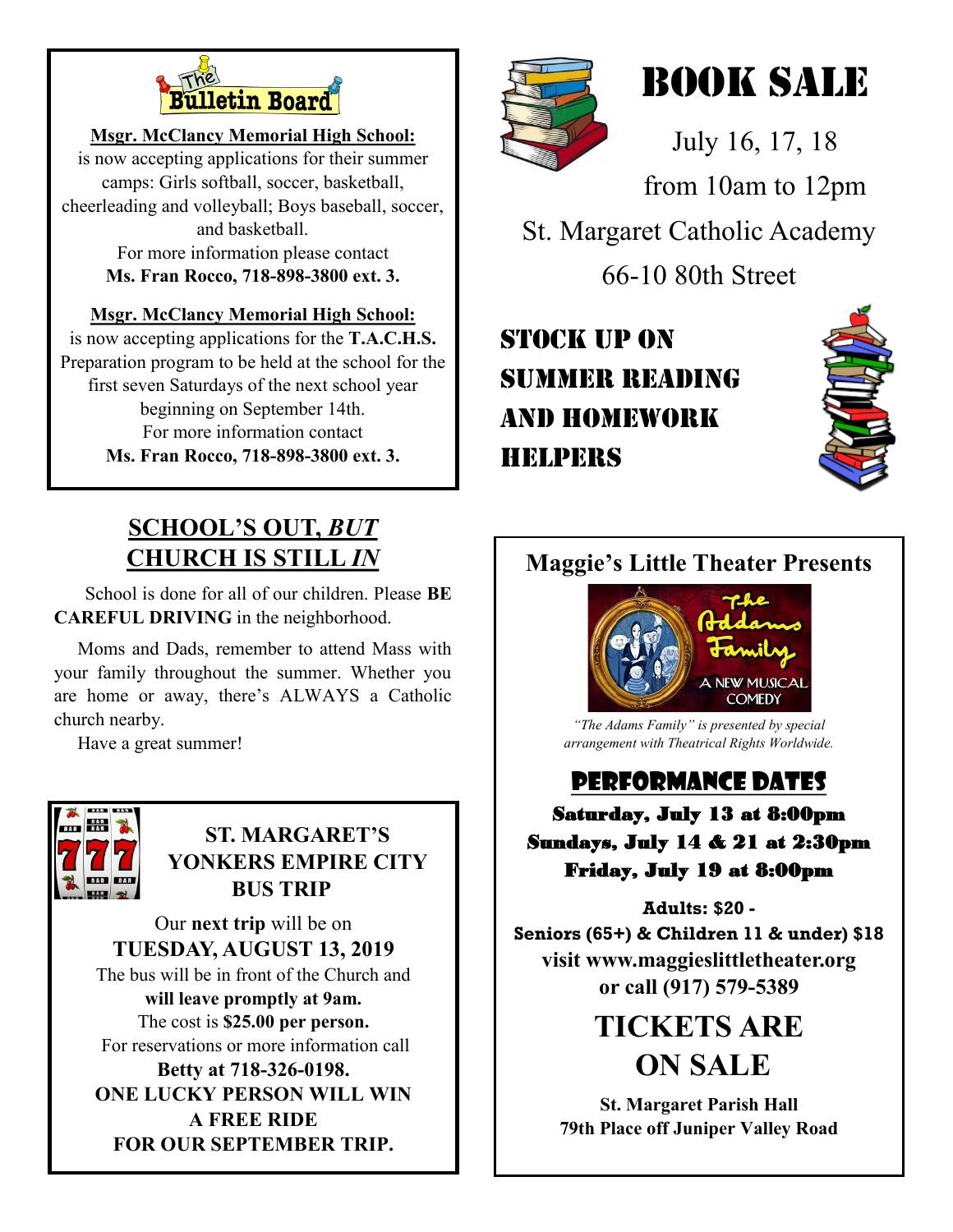## The Bulletin Board

**Msgr. McClancy Memorial High School:** is now accepting applications for their summer camps: Girls softball, soccer, basketball, cheerleading and volleyball; Boys baseball, soccer, and basketball.
For more information please contact
**Ms. Fran Rocco, 718-898-3800 ext. 3.**

**Msgr. McClancy Memorial High School:** is now accepting applications for the **T.A.C.H.S.** Preparation program to be held at the school for the first seven Saturdays of the next school year beginning on September 14th.
For more information contact
**Ms. Fran Rocco, 718-898-3800 ext. 3.**

## SCHOOL'S OUT, *BUT* CHURCH IS STILL *IN*

School is done for all of our children. Please **BE CAREFUL DRIVING** in the neighborhood.

Moms and Dads, remember to attend Mass with your family throughout the summer. Whether you are home or away, there's ALWAYS a Catholic church nearby.

Have a great summer!

## ST. MARGARET'S YONKERS EMPIRE CITY BUS TRIP

Our **next trip** will be on
**TUESDAY, AUGUST 13, 2019**
The bus will be in front of the Church and **will leave promptly at 9am.**
The cost is **$25.00 per person.**
For reservations or more information call
**Betty at 718-326-0198.**
**ONE LUCKY PERSON WILL WIN A FREE RIDE FOR OUR SEPTEMBER TRIP.**

# BOOK SALE

July 16, 17, 18
from 10am to 12pm
St. Margaret Catholic Academy
66-10 80th Street

**STOCK UP ON SUMMER READING AND HOMEWORK HELPERS**

## Maggie's Little Theater Presents

The Addams Family
A NEW MUSICAL COMEDY

*"The Adams Family" is presented by special arrangement with Theatrical Rights Worldwide.*

### PERFORMANCE DATES

**Saturday, July 13 at 8:00pm**
**Sundays, July 14 & 21 at 2:30pm**
**Friday, July 19 at 8:00pm**

**Adults: $20 -**
**Seniors (65+) & Children 11 & under) $18**
**visit www.maggieslittletheater.org**
**or call (917) 579-5389**

## TICKETS ARE ON SALE

**St. Margaret Parish Hall**
**79th Place off Juniper Valley Road**